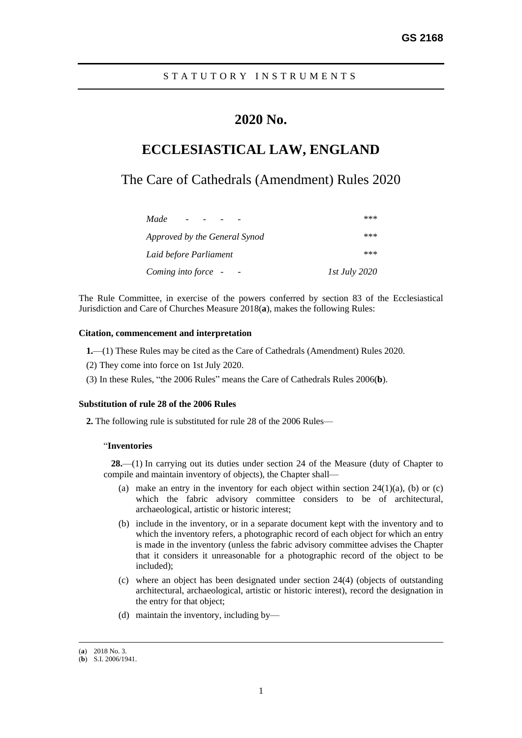**GS 2168**

STATUTORY INSTRUMENTS

# 2020 No.

# ECCLESIASTICAL LAW, ENGLAND

## The Care of Cathedrals (Amendment) Rules 2020

| | |
|---|---|
| *Made - - - -* | *** |
| *Approved by the General Synod* | *** |
| *Laid before Parliament* | *** |
| *Coming into force - -* | *1st July 2020* |

The Rule Committee, in exercise of the powers conferred by section 83 of the Ecclesiastical Jurisdiction and Care of Churches Measure 2018(**a**), makes the following Rules:

**Citation, commencement and interpretation**

**1.**—(1) These Rules may be cited as the Care of Cathedrals (Amendment) Rules 2020.

(2) They come into force on 1st July 2020.

(3) In these Rules, "the 2006 Rules" means the Care of Cathedrals Rules 2006(**b**).

**Substitution of rule 28 of the 2006 Rules**

**2.** The following rule is substituted for rule 28 of the 2006 Rules—

"**Inventories**

**28.**—(1) In carrying out its duties under section 24 of the Measure (duty of Chapter to compile and maintain inventory of objects), the Chapter shall—

(a) make an entry in the inventory for each object within section 24(1)(a), (b) or (c) which the fabric advisory committee considers to be of architectural, archaeological, artistic or historic interest;

(b) include in the inventory, or in a separate document kept with the inventory and to which the inventory refers, a photographic record of each object for which an entry is made in the inventory (unless the fabric advisory committee advises the Chapter that it considers it unreasonable for a photographic record of the object to be included);

(c) where an object has been designated under section 24(4) (objects of outstanding architectural, archaeological, artistic or historic interest), record the designation in the entry for that object;

(d) maintain the inventory, including by—

---

(**a**) 2018 No. 3.
(**b**) S.I. 2006/1941.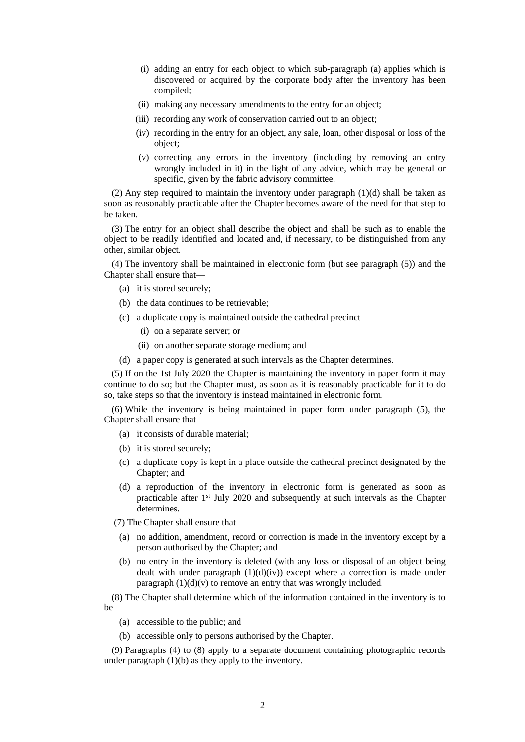(i) adding an entry for each object to which sub-paragraph (a) applies which is discovered or acquired by the corporate body after the inventory has been compiled;

(ii) making any necessary amendments to the entry for an object;

(iii) recording any work of conservation carried out to an object;

(iv) recording in the entry for an object, any sale, loan, other disposal or loss of the object;

(v) correcting any errors in the inventory (including by removing an entry wrongly included in it) in the light of any advice, which may be general or specific, given by the fabric advisory committee.

(2) Any step required to maintain the inventory under paragraph (1)(d) shall be taken as soon as reasonably practicable after the Chapter becomes aware of the need for that step to be taken.

(3) The entry for an object shall describe the object and shall be such as to enable the object to be readily identified and located and, if necessary, to be distinguished from any other, similar object.

(4) The inventory shall be maintained in electronic form (but see paragraph (5)) and the Chapter shall ensure that—

(a) it is stored securely;

(b) the data continues to be retrievable;

(c) a duplicate copy is maintained outside the cathedral precinct—

(i) on a separate server; or

(ii) on another separate storage medium; and

(d) a paper copy is generated at such intervals as the Chapter determines.

(5) If on the 1st July 2020 the Chapter is maintaining the inventory in paper form it may continue to do so; but the Chapter must, as soon as it is reasonably practicable for it to do so, take steps so that the inventory is instead maintained in electronic form.

(6) While the inventory is being maintained in paper form under paragraph (5), the Chapter shall ensure that—

(a) it consists of durable material;

(b) it is stored securely;

(c) a duplicate copy is kept in a place outside the cathedral precinct designated by the Chapter; and

(d) a reproduction of the inventory in electronic form is generated as soon as practicable after 1st July 2020 and subsequently at such intervals as the Chapter determines.

(7) The Chapter shall ensure that—

(a) no addition, amendment, record or correction is made in the inventory except by a person authorised by the Chapter; and

(b) no entry in the inventory is deleted (with any loss or disposal of an object being dealt with under paragraph (1)(d)(iv)) except where a correction is made under paragraph (1)(d)(v) to remove an entry that was wrongly included.

(8) The Chapter shall determine which of the information contained in the inventory is to be—

(a) accessible to the public; and

(b) accessible only to persons authorised by the Chapter.

(9) Paragraphs (4) to (8) apply to a separate document containing photographic records under paragraph (1)(b) as they apply to the inventory.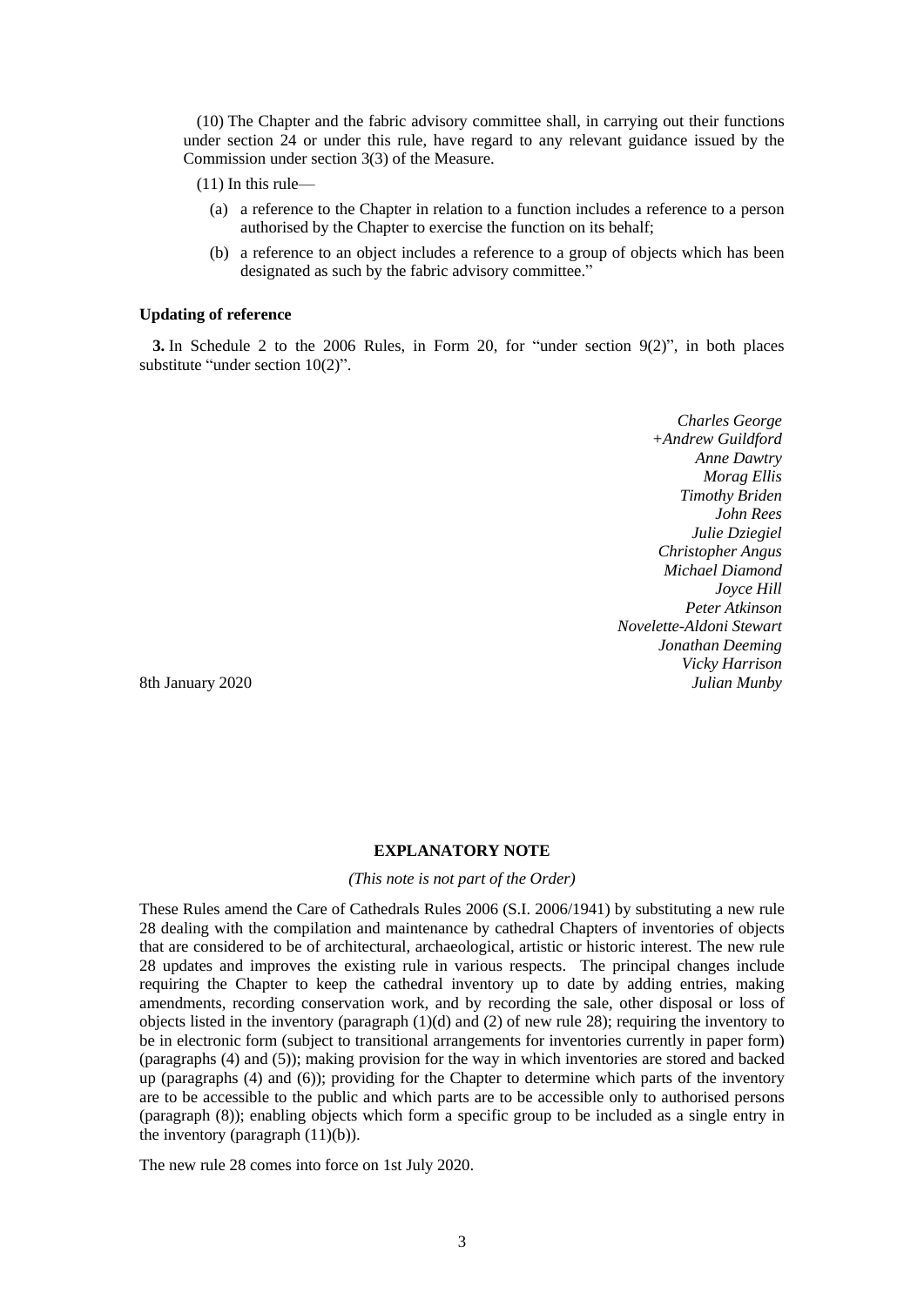(10) The Chapter and the fabric advisory committee shall, in carrying out their functions under section 24 or under this rule, have regard to any relevant guidance issued by the Commission under section 3(3) of the Measure.

(11) In this rule—

(a) a reference to the Chapter in relation to a function includes a reference to a person authorised by the Chapter to exercise the function on its behalf;

(b) a reference to an object includes a reference to a group of objects which has been designated as such by the fabric advisory committee."

**Updating of reference**

**3.** In Schedule 2 to the 2006 Rules, in Form 20, for "under section 9(2)", in both places substitute "under section 10(2)".

*Charles George*
*+Andrew Guildford*
*Anne Dawtry*
*Morag Ellis*
*Timothy Briden*
*John Rees*
*Julie Dziegiel*
*Christopher Angus*
*Michael Diamond*
*Joyce Hill*
*Peter Atkinson*
*Novelette-Aldoni Stewart*
*Jonathan Deeming*
*Vicky Harrison*
*Julian Munby*

8th January 2020

**EXPLANATORY NOTE**

*(This note is not part of the Order)*

These Rules amend the Care of Cathedrals Rules 2006 (S.I. 2006/1941) by substituting a new rule 28 dealing with the compilation and maintenance by cathedral Chapters of inventories of objects that are considered to be of architectural, archaeological, artistic or historic interest. The new rule 28 updates and improves the existing rule in various respects. The principal changes include requiring the Chapter to keep the cathedral inventory up to date by adding entries, making amendments, recording conservation work, and by recording the sale, other disposal or loss of objects listed in the inventory (paragraph (1)(d) and (2) of new rule 28); requiring the inventory to be in electronic form (subject to transitional arrangements for inventories currently in paper form) (paragraphs (4) and (5)); making provision for the way in which inventories are stored and backed up (paragraphs (4) and (6)); providing for the Chapter to determine which parts of the inventory are to be accessible to the public and which parts are to be accessible only to authorised persons (paragraph (8)); enabling objects which form a specific group to be included as a single entry in the inventory (paragraph (11)(b)).

The new rule 28 comes into force on 1st July 2020.